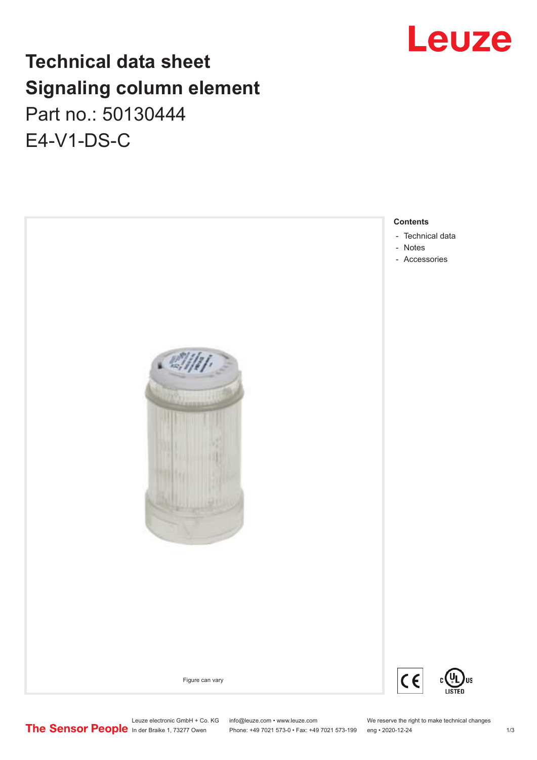# Technical data sheet
# Signaling column element

Part no.: 50130444

E4-V1-DS-C

Figure can vary

**Contents**

- Technical data
- Notes
- Accessories

Leuze electronic GmbH + Co. KG
In der Braike 1, 73277 Owen

info@leuze.com • www.leuze.com
Phone: +49 7021 573-0 • Fax: +49 7021 573-199

We reserve the right to make technical changes
eng • 2020-12-24

The Sensor People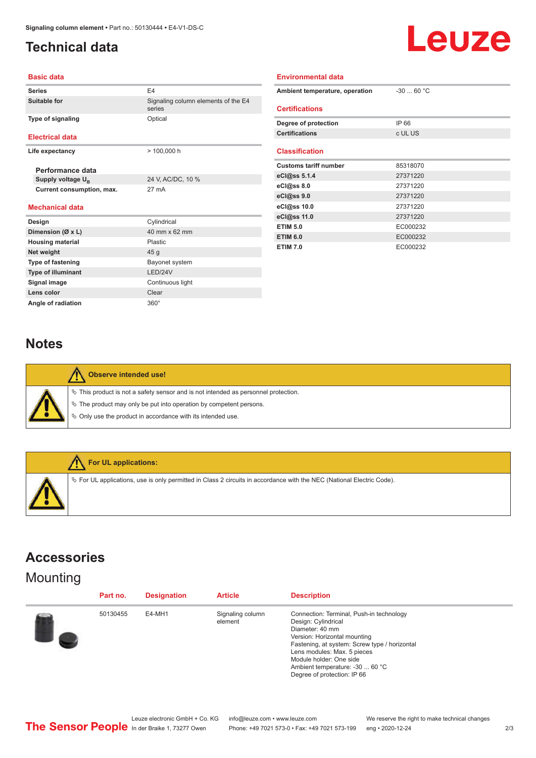# Technical data

## Basic data

| | |
|---|---|
| Series | E4 |
| Suitable for | Signaling column elements of the E4 series |
| Type of signaling | Optical |

## Electrical data

| | |
|---|---|
| Life expectancy | > 100,000 h |

### Performance data

| | |
|---|---|
| Supply voltage $U_B$ | 24 V, AC/DC, 10 % |
| Current consumption, max. | 27 mA |

## Mechanical data

| | |
|---|---|
| Design | Cylindrical |
| Dimension (Ø x L) | 40 mm x 62 mm |
| Housing material | Plastic |
| Net weight | 45 g |
| Type of fastening | Bayonet system |
| Type of illuminant | LED/24V |
| Signal image | Continuous light |
| Lens color | Clear |
| Angle of radiation | 360° |

## Environmental data

| | |
|---|---|
| Ambient temperature, operation | -30 ... 60 °C |

## Certifications

| | |
|---|---|
| Degree of protection | IP 66 |
| Certifications | c UL US |

## Classification

| | |
|---|---|
| Customs tariff number | 85318070 |
| eCl@ss 5.1.4 | 27371220 |
| eCl@ss 8.0 | 27371220 |
| eCl@ss 9.0 | 27371220 |
| eCl@ss 10.0 | 27371220 |
| eCl@ss 11.0 | 27371220 |
| ETIM 5.0 | EC000232 |
| ETIM 6.0 | EC000232 |
| ETIM 7.0 | EC000232 |

# Notes

**Observe intended use!**

- This product is not a safety sensor and is not intended as personnel protection.
- The product may only be put into operation by competent persons.
- Only use the product in accordance with its intended use.

**For UL applications:**

- For UL applications, use is only permitted in Class 2 circuits in accordance with the NEC (National Electric Code).

# Accessories

## Mounting

| Part no. | Designation | Article | Description |
|---|---|---|---|
| 50130455 | E4-MH1 | Signaling column element | Connection: Terminal, Push-in technology<br>Design: Cylindrical<br>Diameter: 40 mm<br>Version: Horizontal mounting<br>Fastening, at system: Screw type / horizontal<br>Lens modules: Max. 5 pieces<br>Module holder: One side<br>Ambient temperature: -30 ... 60 °C<br>Degree of protection: IP 66 |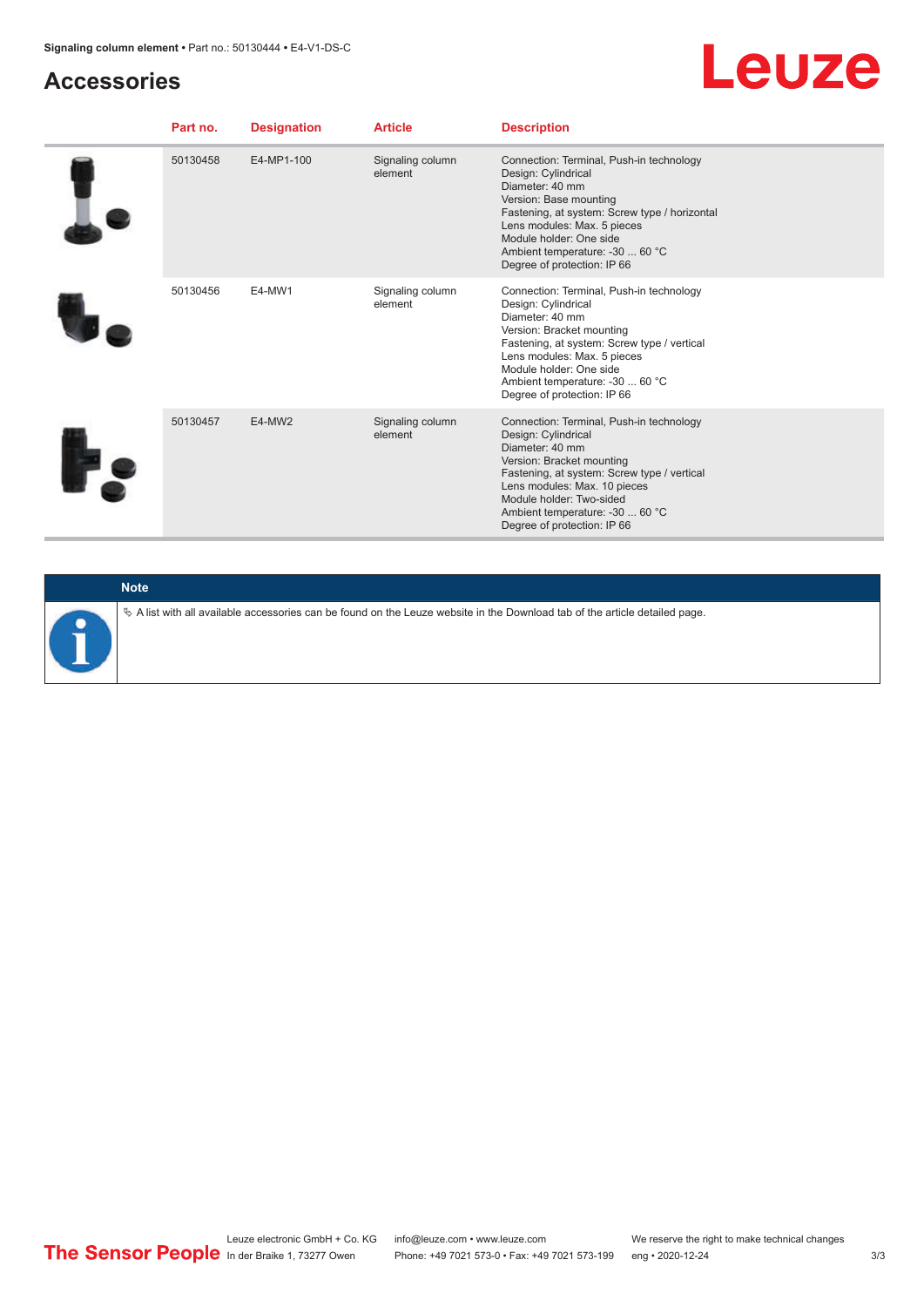## Accessories

| | Part no. | Designation | Article | Description |
|---|---|---|---|---|
| | 50130458 | E4-MP1-100 | Signaling column element | Connection: Terminal, Push-in technology<br>Design: Cylindrical<br>Diameter: 40 mm<br>Version: Base mounting<br>Fastening, at system: Screw type / horizontal<br>Lens modules: Max. 5 pieces<br>Module holder: One side<br>Ambient temperature: -30 ... 60 °C<br>Degree of protection: IP 66 |
| | 50130456 | E4-MW1 | Signaling column element | Connection: Terminal, Push-in technology<br>Design: Cylindrical<br>Diameter: 40 mm<br>Version: Bracket mounting<br>Fastening, at system: Screw type / vertical<br>Lens modules: Max. 5 pieces<br>Module holder: One side<br>Ambient temperature: -30 ... 60 °C<br>Degree of protection: IP 66 |
| | 50130457 | E4-MW2 | Signaling column element | Connection: Terminal, Push-in technology<br>Design: Cylindrical<br>Diameter: 40 mm<br>Version: Bracket mounting<br>Fastening, at system: Screw type / vertical<br>Lens modules: Max. 10 pieces<br>Module holder: Two-sided<br>Ambient temperature: -30 ... 60 °C<br>Degree of protection: IP 66 |

**Note**

🔖 A list with all available accessories can be found on the Leuze website in the Download tab of the article detailed page.